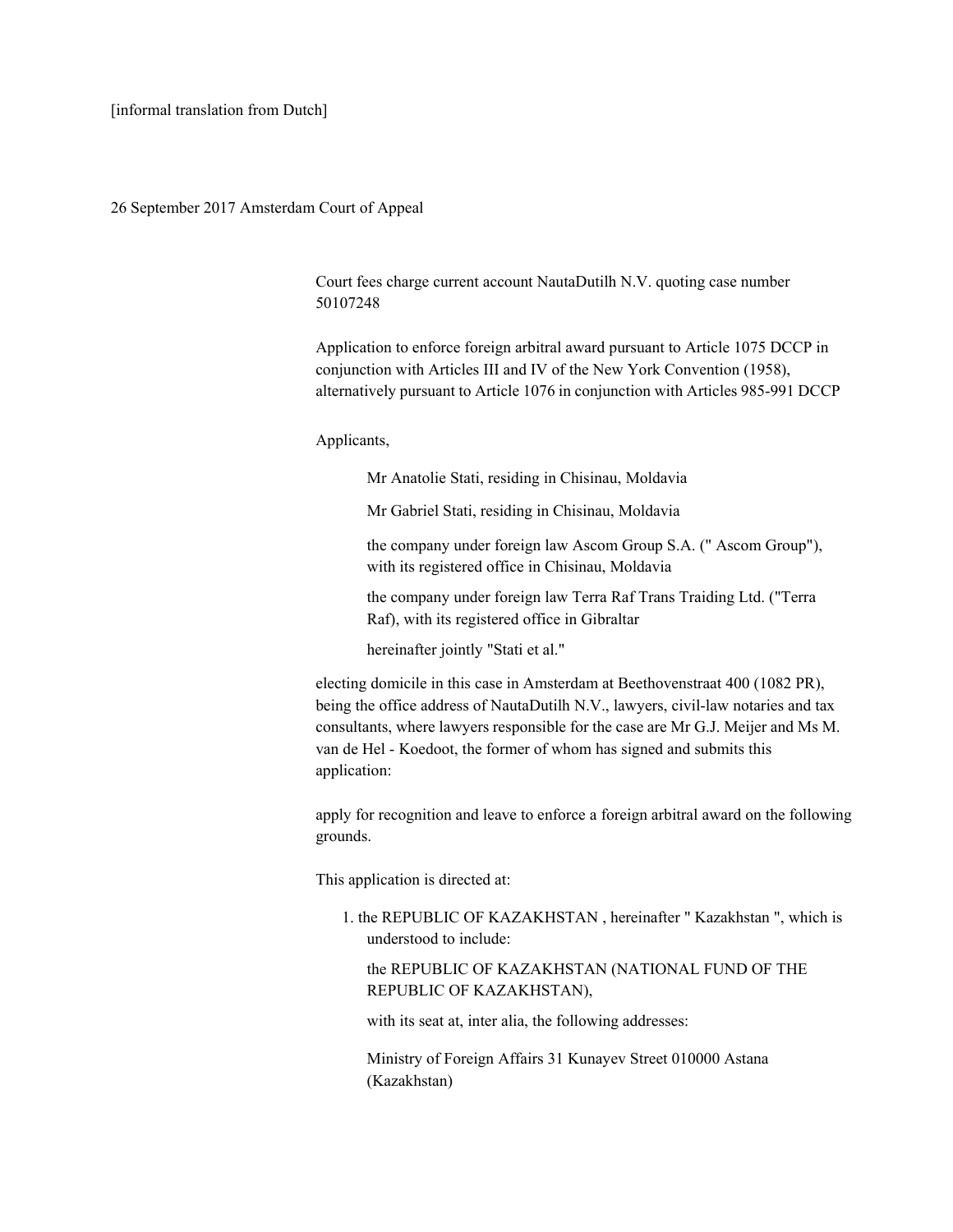[informal translation from Dutch]

26 September 2017 Amsterdam Court of Appeal

Court fees charge current account NautaDutilh N.V. quoting case number 50107248

Application to enforce foreign arbitral award pursuant to Article 1075 DCCP in conjunction with Articles III and IV of the New York Convention (1958), alternatively pursuant to Article 1076 in conjunction with Articles 985-991 DCCP

Applicants,

Mr Anatolie Stati, residing in Chisinau, Moldavia

Mr Gabriel Stati, residing in Chisinau, Moldavia

the company under foreign law Ascom Group S.A. (" Ascom Group"), with its registered office in Chisinau, Moldavia

the company under foreign law Terra Raf Trans Traiding Ltd. ("Terra Raf), with its registered office in Gibraltar

hereinafter jointly "Stati et al."

electing domicile in this case in Amsterdam at Beethovenstraat 400 (1082 PR), being the office address of NautaDutilh N.V., lawyers, civil-law notaries and tax consultants, where lawyers responsible for the case are Mr G.J. Meijer and Ms M. van de Hel - Koedoot, the former of whom has signed and submits this application:

apply for recognition and leave to enforce a foreign arbitral award on the following grounds.

This application is directed at:

1. the REPUBLIC OF KAZAKHSTAN , hereinafter " Kazakhstan ", which is understood to include:

   the REPUBLIC OF KAZAKHSTAN (NATIONAL FUND OF THE REPUBLIC OF KAZAKHSTAN),

   with its seat at, inter alia, the following addresses:

   Ministry of Foreign Affairs 31 Kunayev Street 010000 Astana (Kazakhstan)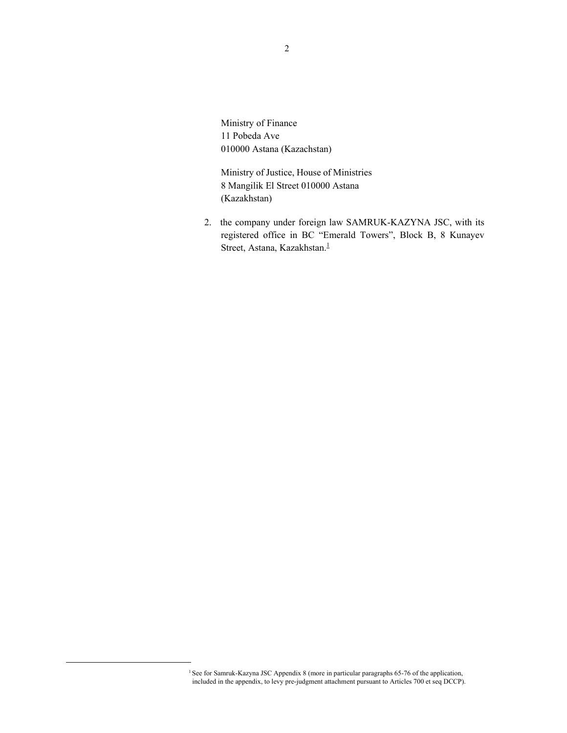Ministry of Finance
11 Pobeda Ave
010000 Astana (Kazachstan)

Ministry of Justice, House of Ministries
8 Mangilik El Street 010000 Astana
(Kazakhstan)

2. the company under foreign law SAMRUK-KAZYNA JSC, with its registered office in BC "Emerald Towers", Block B, 8 Kunayev Street, Astana, Kazakhstan.[1]

---

[1] See for Samruk-Kazyna JSC Appendix 8 (more in particular paragraphs 65-76 of the application, included in the appendix, to levy pre-judgment attachment pursuant to Articles 700 et seq DCCP).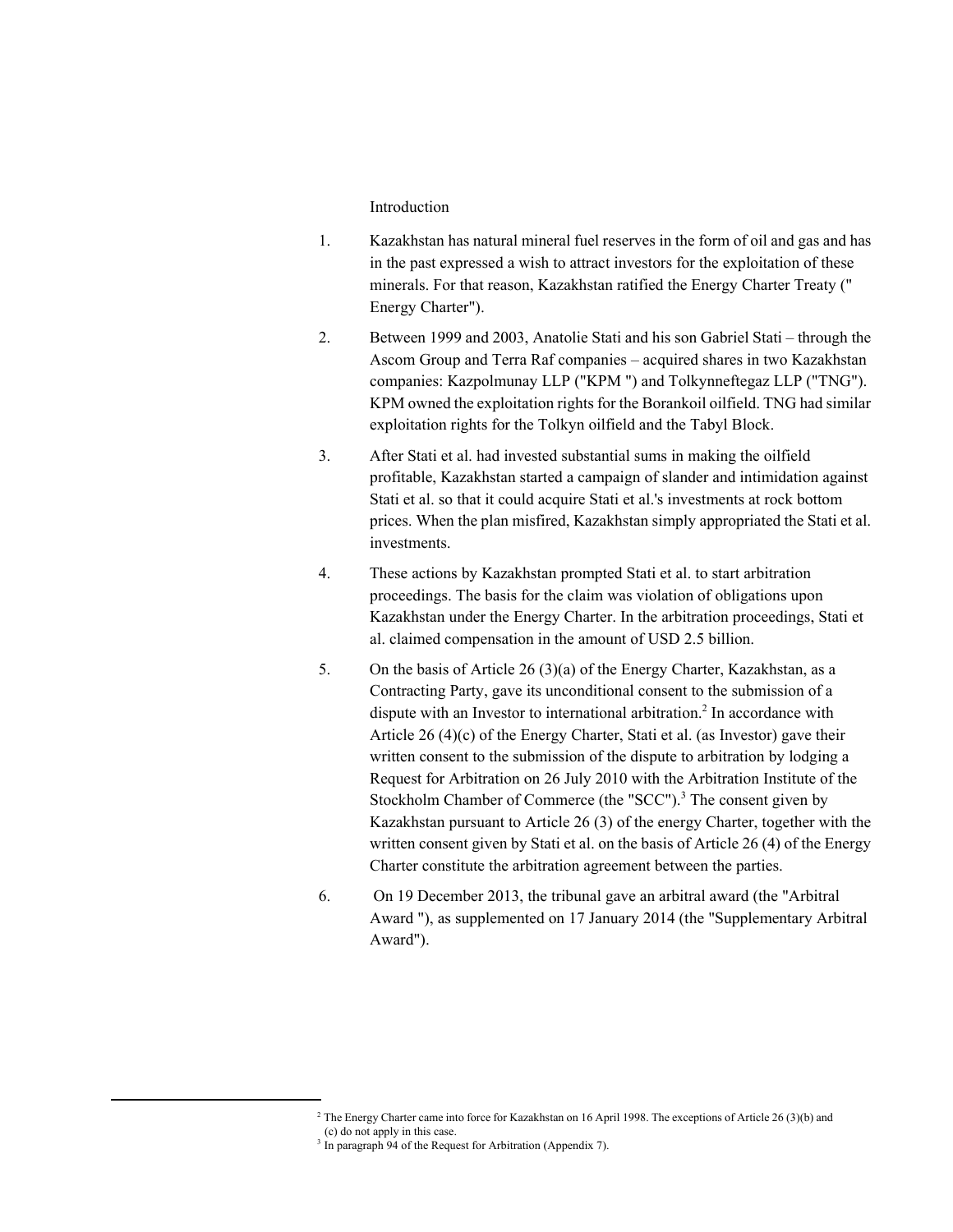## Introduction

1. Kazakhstan has natural mineral fuel reserves in the form of oil and gas and has in the past expressed a wish to attract investors for the exploitation of these minerals. For that reason, Kazakhstan ratified the Energy Charter Treaty (" Energy Charter").

2. Between 1999 and 2003, Anatolie Stati and his son Gabriel Stati – through the Ascom Group and Terra Raf companies – acquired shares in two Kazakhstan companies: Kazpolmunay LLP ("KPM ") and Tolkynneftegaz LLP ("TNG"). KPM owned the exploitation rights for the Borankoil oilfield. TNG had similar exploitation rights for the Tolkyn oilfield and the Tabyl Block.

3. After Stati et al. had invested substantial sums in making the oilfield profitable, Kazakhstan started a campaign of slander and intimidation against Stati et al. so that it could acquire Stati et al.'s investments at rock bottom prices. When the plan misfired, Kazakhstan simply appropriated the Stati et al. investments.

4. These actions by Kazakhstan prompted Stati et al. to start arbitration proceedings. The basis for the claim was violation of obligations upon Kazakhstan under the Energy Charter. In the arbitration proceedings, Stati et al. claimed compensation in the amount of USD 2.5 billion.

5. On the basis of Article 26 (3)(a) of the Energy Charter, Kazakhstan, as a Contracting Party, gave its unconditional consent to the submission of a dispute with an Investor to international arbitration.[2] In accordance with Article 26 (4)(c) of the Energy Charter, Stati et al. (as Investor) gave their written consent to the submission of the dispute to arbitration by lodging a Request for Arbitration on 26 July 2010 with the Arbitration Institute of the Stockholm Chamber of Commerce (the "SCC").[3] The consent given by Kazakhstan pursuant to Article 26 (3) of the energy Charter, together with the written consent given by Stati et al. on the basis of Article 26 (4) of the Energy Charter constitute the arbitration agreement between the parties.

6. On 19 December 2013, the tribunal gave an arbitral award (the "Arbitral Award "), as supplemented on 17 January 2014 (the "Supplementary Arbitral Award").

---

[2] The Energy Charter came into force for Kazakhstan on 16 April 1998. The exceptions of Article 26 (3)(b) and (c) do not apply in this case.

[3] In paragraph 94 of the Request for Arbitration (Appendix 7).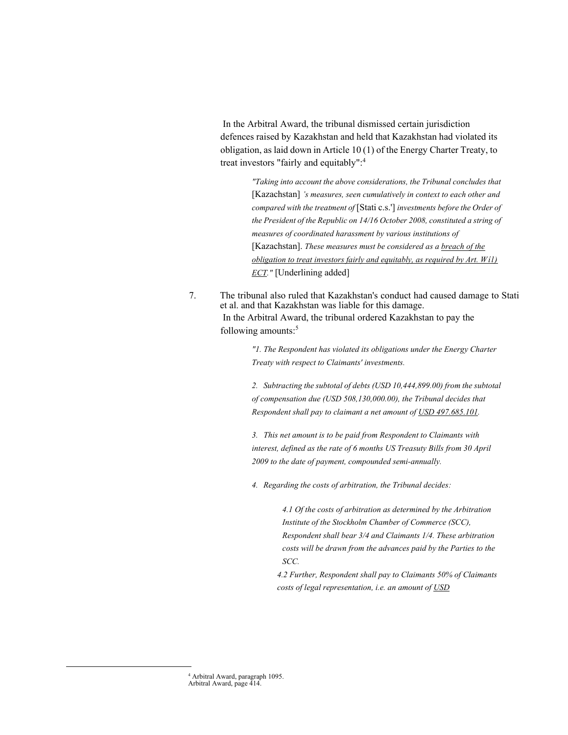In the Arbitral Award, the tribunal dismissed certain jurisdiction defences raised by Kazakhstan and held that Kazakhstan had violated its obligation, as laid down in Article 10 (1) of the Energy Charter Treaty, to treat investors "fairly and equitably":[4]

> *"Taking into account the above considerations, the Tribunal concludes that* [Kazachstan] *'s measures, seen cumulatively in context to each other and compared with the treatment of* [Stati c.s.'] *investments before the Order of the President of the Republic on 14/16 October 2008, constituted a string of measures of coordinated harassment by various institutions of* [Kazachstan]. *These measures must be considered as a breach of the obligation to treat investors fairly and equitably, as required by Art. Wíl) ECT."* [Underlining added]

7. The tribunal also ruled that Kazakhstan's conduct had caused damage to Stati et al. and that Kazakhstan was liable for this damage. In the Arbitral Award, the tribunal ordered Kazakhstan to pay the following amounts:[5]

> *"1. The Respondent has violated its obligations under the Energy Charter Treaty with respect to Claimants' investments.*
>
> *2. Subtracting the subtotal of debts (USD 10,444,899.00) from the subtotal of compensation due (USD 508,130,000.00), the Tribunal decides that Respondent shall pay to claimant a net amount of USD 497.685.101.*
>
> *3. This net amount is to be paid from Respondent to Claimants with interest, defined as the rate of 6 months US Treasuty Bills from 30 April 2009 to the date of payment, compounded semi-annually.*
>
> *4. Regarding the costs of arbitration, the Tribunal decides:*
>
> > *4.1 Of the costs of arbitration as determined by the Arbitration Institute of the Stockholm Chamber of Commerce (SCC), Respondent shall bear 3/4 and Claimants 1/4. These arbitration costs will be drawn from the advances paid by the Parties to the SCC.*
> >
> > *4.2 Further, Respondent shall pay to Claimants 50% of Claimants costs of legal representation, i.e. an amount of USD*

---

[4] Arbitral Award, paragraph 1095.

Arbitral Award, page 414.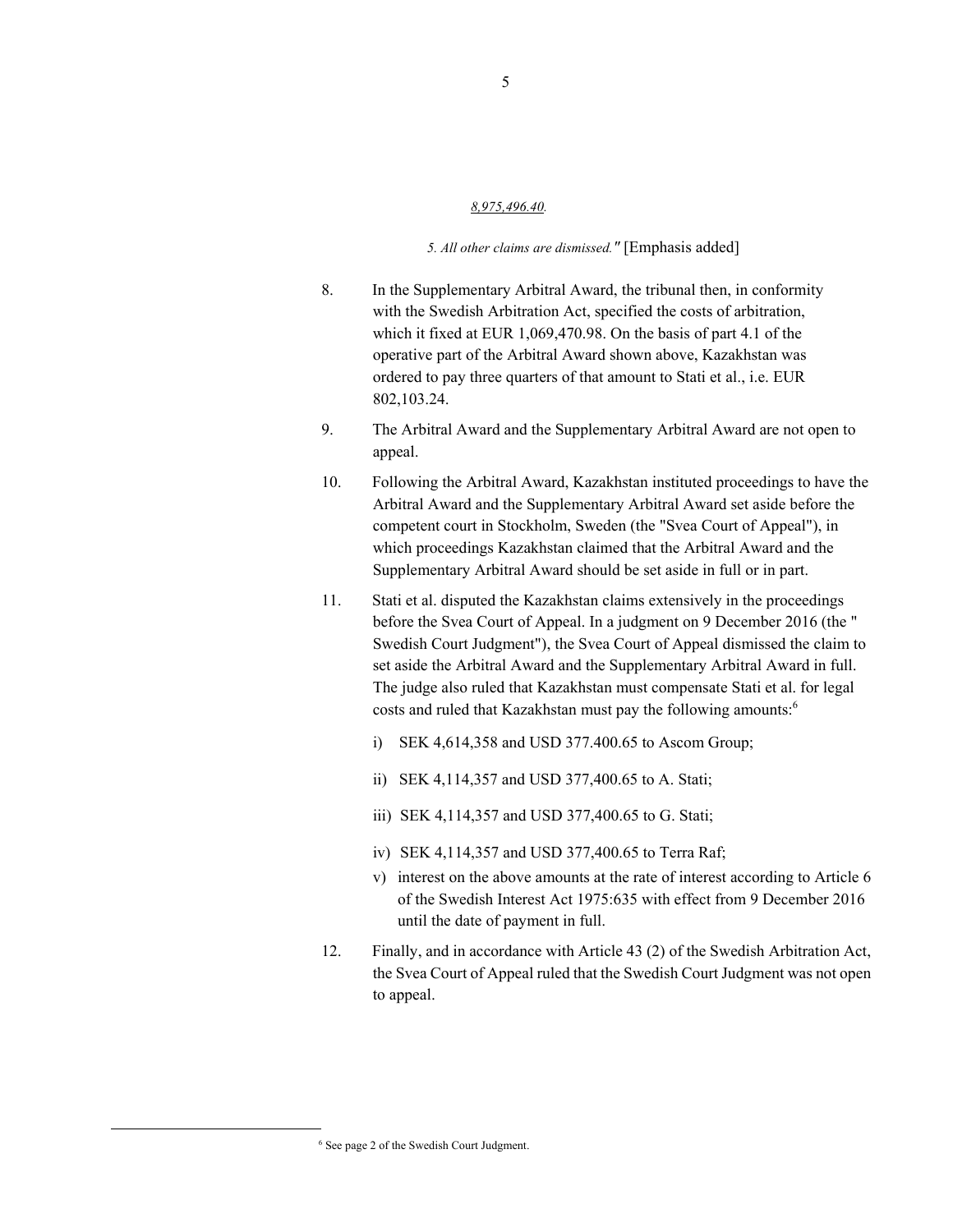*8,975,496.40.*

*5. All other claims are dismissed."* [Emphasis added]

8. In the Supplementary Arbitral Award, the tribunal then, in conformity with the Swedish Arbitration Act, specified the costs of arbitration, which it fixed at EUR 1,069,470.98. On the basis of part 4.1 of the operative part of the Arbitral Award shown above, Kazakhstan was ordered to pay three quarters of that amount to Stati et al., i.e. EUR 802,103.24.

9. The Arbitral Award and the Supplementary Arbitral Award are not open to appeal.

10. Following the Arbitral Award, Kazakhstan instituted proceedings to have the Arbitral Award and the Supplementary Arbitral Award set aside before the competent court in Stockholm, Sweden (the "Svea Court of Appeal"), in which proceedings Kazakhstan claimed that the Arbitral Award and the Supplementary Arbitral Award should be set aside in full or in part.

11. Stati et al. disputed the Kazakhstan claims extensively in the proceedings before the Svea Court of Appeal. In a judgment on 9 December 2016 (the " Swedish Court Judgment"), the Svea Court of Appeal dismissed the claim to set aside the Arbitral Award and the Supplementary Arbitral Award in full. The judge also ruled that Kazakhstan must compensate Stati et al. for legal costs and ruled that Kazakhstan must pay the following amounts:[6]

    i) SEK 4,614,358 and USD 377.400.65 to Ascom Group;

    ii) SEK 4,114,357 and USD 377,400.65 to A. Stati;

    iii) SEK 4,114,357 and USD 377,400.65 to G. Stati;

    iv) SEK 4,114,357 and USD 377,400.65 to Terra Raf;

    v) interest on the above amounts at the rate of interest according to Article 6 of the Swedish Interest Act 1975:635 with effect from 9 December 2016 until the date of payment in full.

12. Finally, and in accordance with Article 43 (2) of the Swedish Arbitration Act, the Svea Court of Appeal ruled that the Swedish Court Judgment was not open to appeal.

---

[6] See page 2 of the Swedish Court Judgment.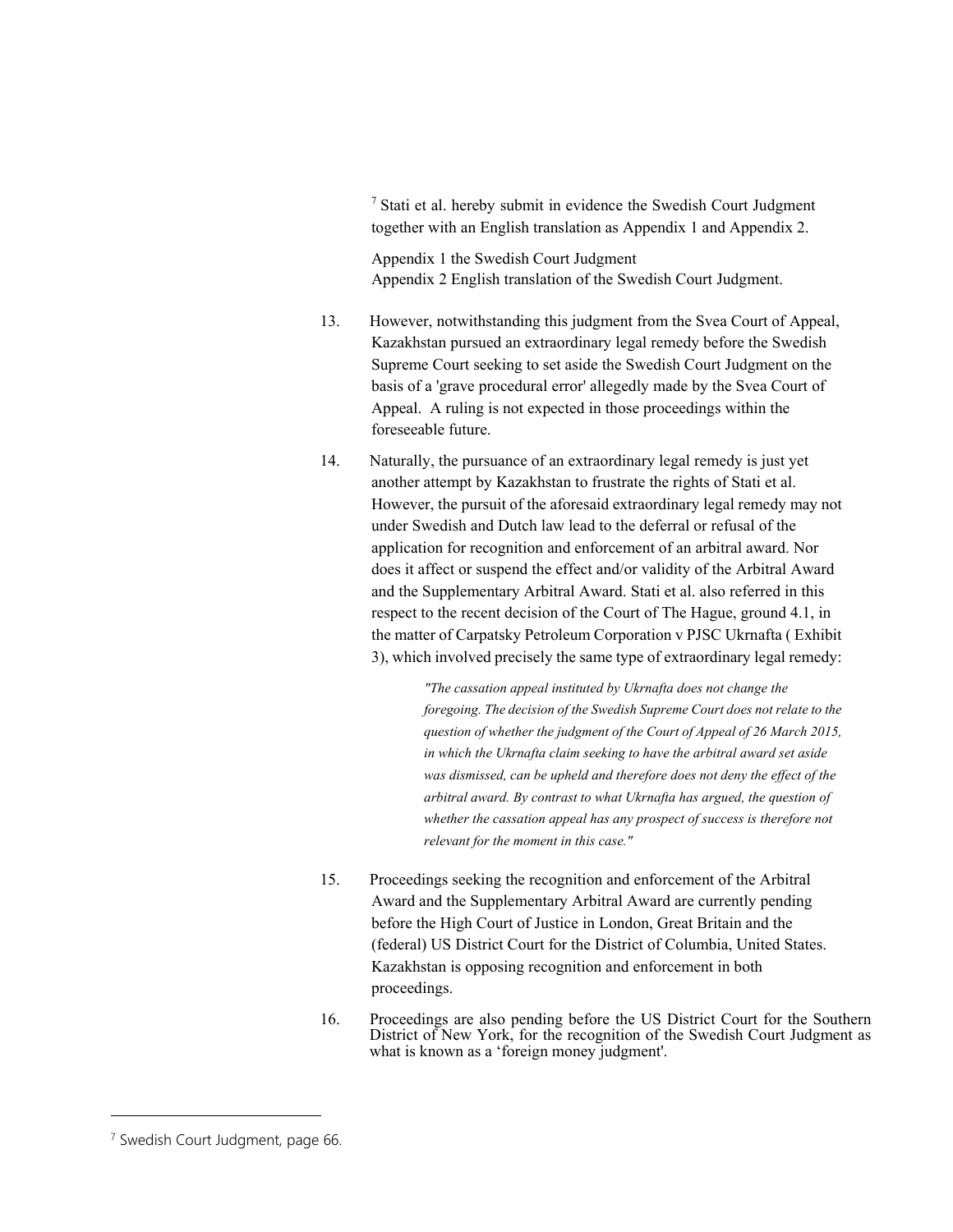[7] Stati et al. hereby submit in evidence the Swedish Court Judgment together with an English translation as Appendix 1 and Appendix 2.

Appendix 1 the Swedish Court Judgment
Appendix 2 English translation of the Swedish Court Judgment.

13. However, notwithstanding this judgment from the Svea Court of Appeal, Kazakhstan pursued an extraordinary legal remedy before the Swedish Supreme Court seeking to set aside the Swedish Court Judgment on the basis of a 'grave procedural error' allegedly made by the Svea Court of Appeal. A ruling is not expected in those proceedings within the foreseeable future.

14. Naturally, the pursuance of an extraordinary legal remedy is just yet another attempt by Kazakhstan to frustrate the rights of Stati et al. However, the pursuit of the aforesaid extraordinary legal remedy may not under Swedish and Dutch law lead to the deferral or refusal of the application for recognition and enforcement of an arbitral award. Nor does it affect or suspend the effect and/or validity of the Arbitral Award and the Supplementary Arbitral Award. Stati et al. also referred in this respect to the recent decision of the Court of The Hague, ground 4.1, in the matter of Carpatsky Petroleum Corporation v PJSC Ukrnafta ( Exhibit 3), which involved precisely the same type of extraordinary legal remedy:

> *"The cassation appeal instituted by Ukrnafta does not change the foregoing. The decision of the Swedish Supreme Court does not relate to the question of whether the judgment of the Court of Appeal of 26 March 2015, in which the Ukrnafta claim seeking to have the arbitral award set aside was dismissed, can be upheld and therefore does not deny the effect of the arbitral award. By contrast to what Ukrnafta has argued, the question of whether the cassation appeal has any prospect of success is therefore not relevant for the moment in this case."*

15. Proceedings seeking the recognition and enforcement of the Arbitral Award and the Supplementary Arbitral Award are currently pending before the High Court of Justice in London, Great Britain and the (federal) US District Court for the District of Columbia, United States. Kazakhstan is opposing recognition and enforcement in both proceedings.

16. Proceedings are also pending before the US District Court for the Southern District of New York, for the recognition of the Swedish Court Judgment as what is known as a 'foreign money judgment'.

---

[7] Swedish Court Judgment, page 66.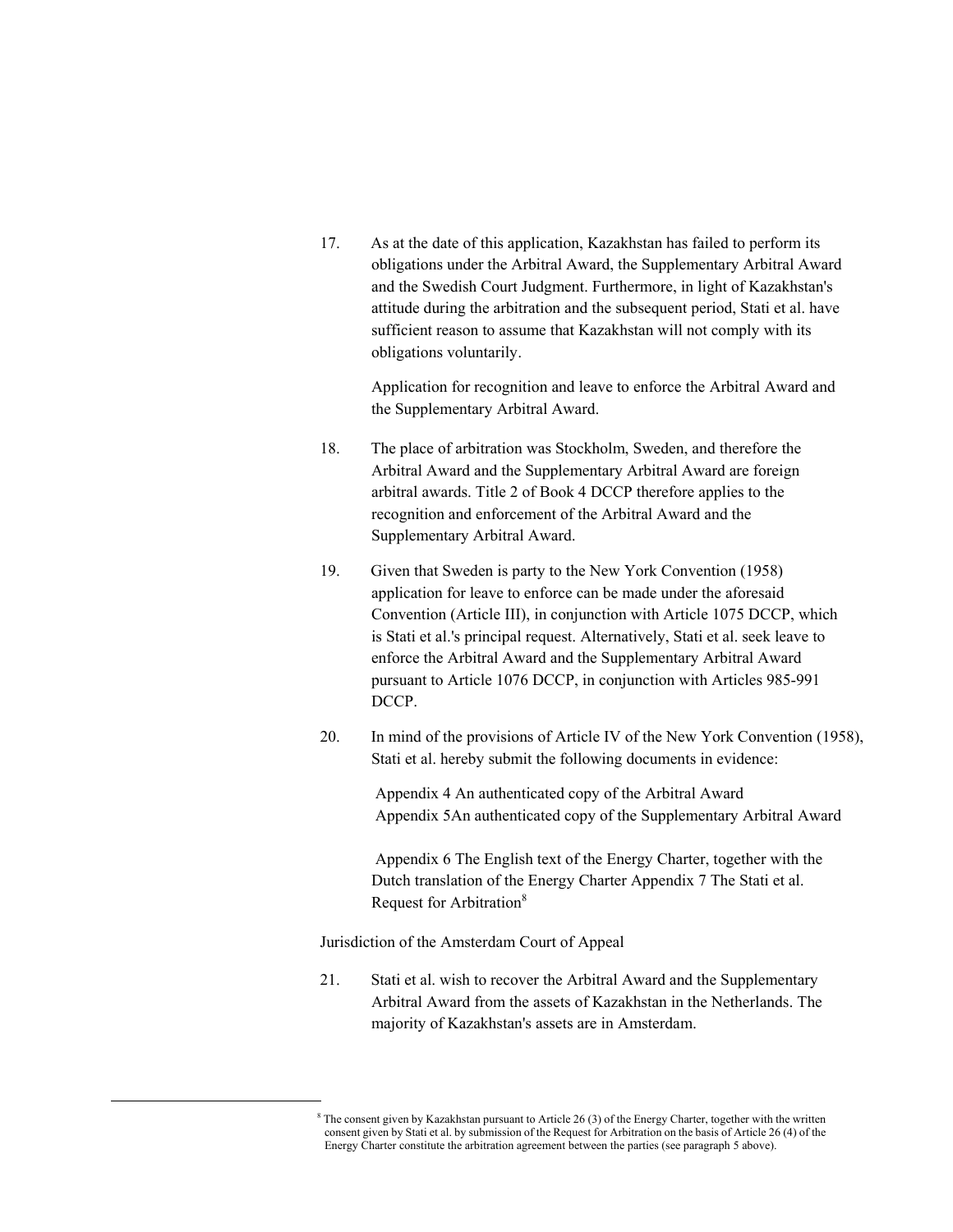17. As at the date of this application, Kazakhstan has failed to perform its obligations under the Arbitral Award, the Supplementary Arbitral Award and the Swedish Court Judgment. Furthermore, in light of Kazakhstan's attitude during the arbitration and the subsequent period, Stati et al. have sufficient reason to assume that Kazakhstan will not comply with its obligations voluntarily.

Application for recognition and leave to enforce the Arbitral Award and the Supplementary Arbitral Award.

18. The place of arbitration was Stockholm, Sweden, and therefore the Arbitral Award and the Supplementary Arbitral Award are foreign arbitral awards. Title 2 of Book 4 DCCP therefore applies to the recognition and enforcement of the Arbitral Award and the Supplementary Arbitral Award.

19. Given that Sweden is party to the New York Convention (1958) application for leave to enforce can be made under the aforesaid Convention (Article III), in conjunction with Article 1075 DCCP, which is Stati et al.'s principal request. Alternatively, Stati et al. seek leave to enforce the Arbitral Award and the Supplementary Arbitral Award pursuant to Article 1076 DCCP, in conjunction with Articles 985-991 DCCP.

20. In mind of the provisions of Article IV of the New York Convention (1958), Stati et al. hereby submit the following documents in evidence:

Appendix 4 An authenticated copy of the Arbitral Award
Appendix 5An authenticated copy of the Supplementary Arbitral Award

Appendix 6 The English text of the Energy Charter, together with the Dutch translation of the Energy Charter Appendix 7 The Stati et al. Request for Arbitration[8]

Jurisdiction of the Amsterdam Court of Appeal

21. Stati et al. wish to recover the Arbitral Award and the Supplementary Arbitral Award from the assets of Kazakhstan in the Netherlands. The majority of Kazakhstan's assets are in Amsterdam.

[8] The consent given by Kazakhstan pursuant to Article 26 (3) of the Energy Charter, together with the written consent given by Stati et al. by submission of the Request for Arbitration on the basis of Article 26 (4) of the Energy Charter constitute the arbitration agreement between the parties (see paragraph 5 above).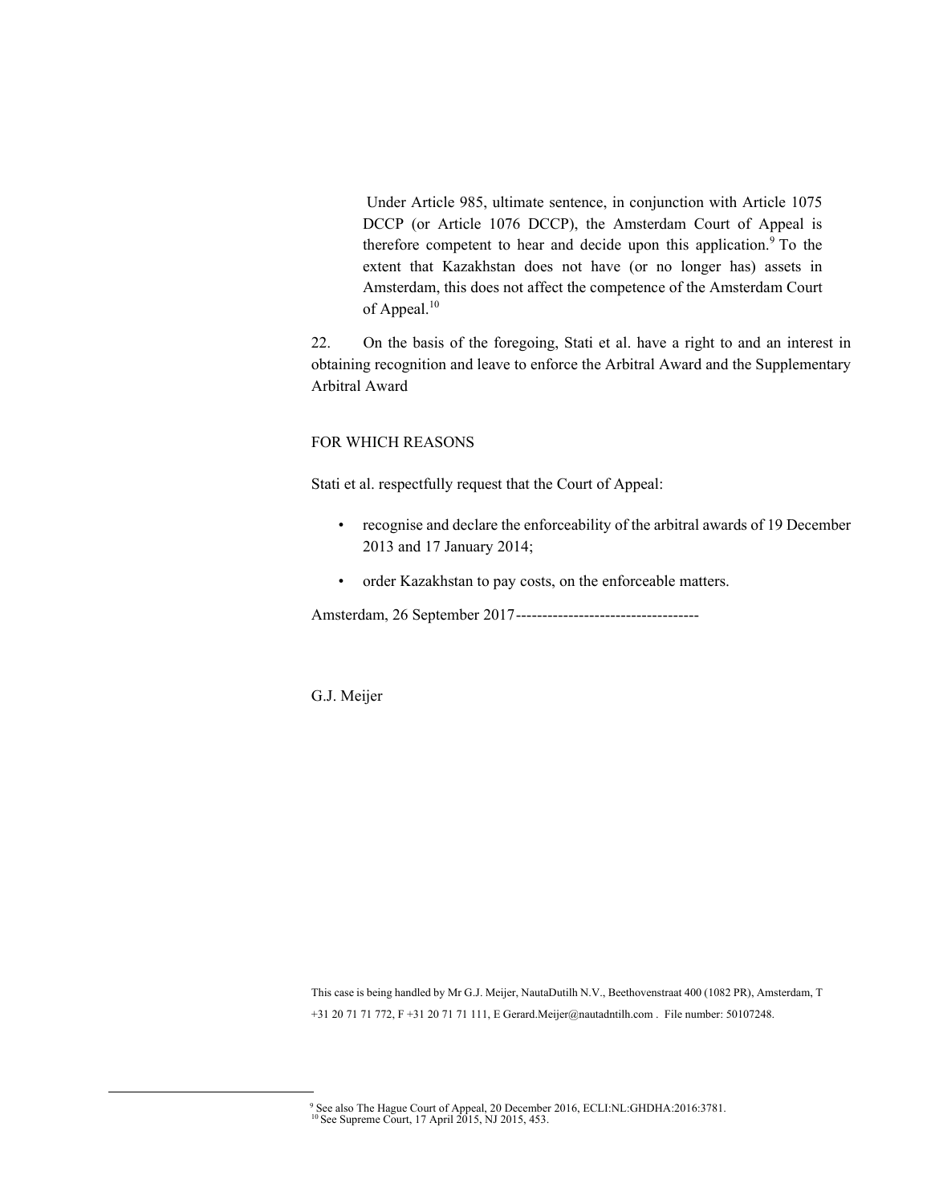Under Article 985, ultimate sentence, in conjunction with Article 1075 DCCP (or Article 1076 DCCP), the Amsterdam Court of Appeal is therefore competent to hear and decide upon this application.[9] To the extent that Kazakhstan does not have (or no longer has) assets in Amsterdam, this does not affect the competence of the Amsterdam Court of Appeal.[10]

22. On the basis of the foregoing, Stati et al. have a right to and an interest in obtaining recognition and leave to enforce the Arbitral Award and the Supplementary Arbitral Award

FOR WHICH REASONS

Stati et al. respectfully request that the Court of Appeal:

- recognise and declare the enforceability of the arbitral awards of 19 December 2013 and 17 January 2014;
- order Kazakhstan to pay costs, on the enforceable matters.

Amsterdam, 26 September 2017-----------------------------------

G.J. Meijer

This case is being handled by Mr G.J. Meijer, NautaDutilh N.V., Beethovenstraat 400 (1082 PR), Amsterdam, T +31 20 71 71 772, F +31 20 71 71 111, E Gerard.Meijer@nautadntilh.com . File number: 50107248.

[9] See also The Hague Court of Appeal, 20 December 2016, ECLI:NL:GHDHA:2016:3781.

[10] See Supreme Court, 17 April 2015, NJ 2015, 453.